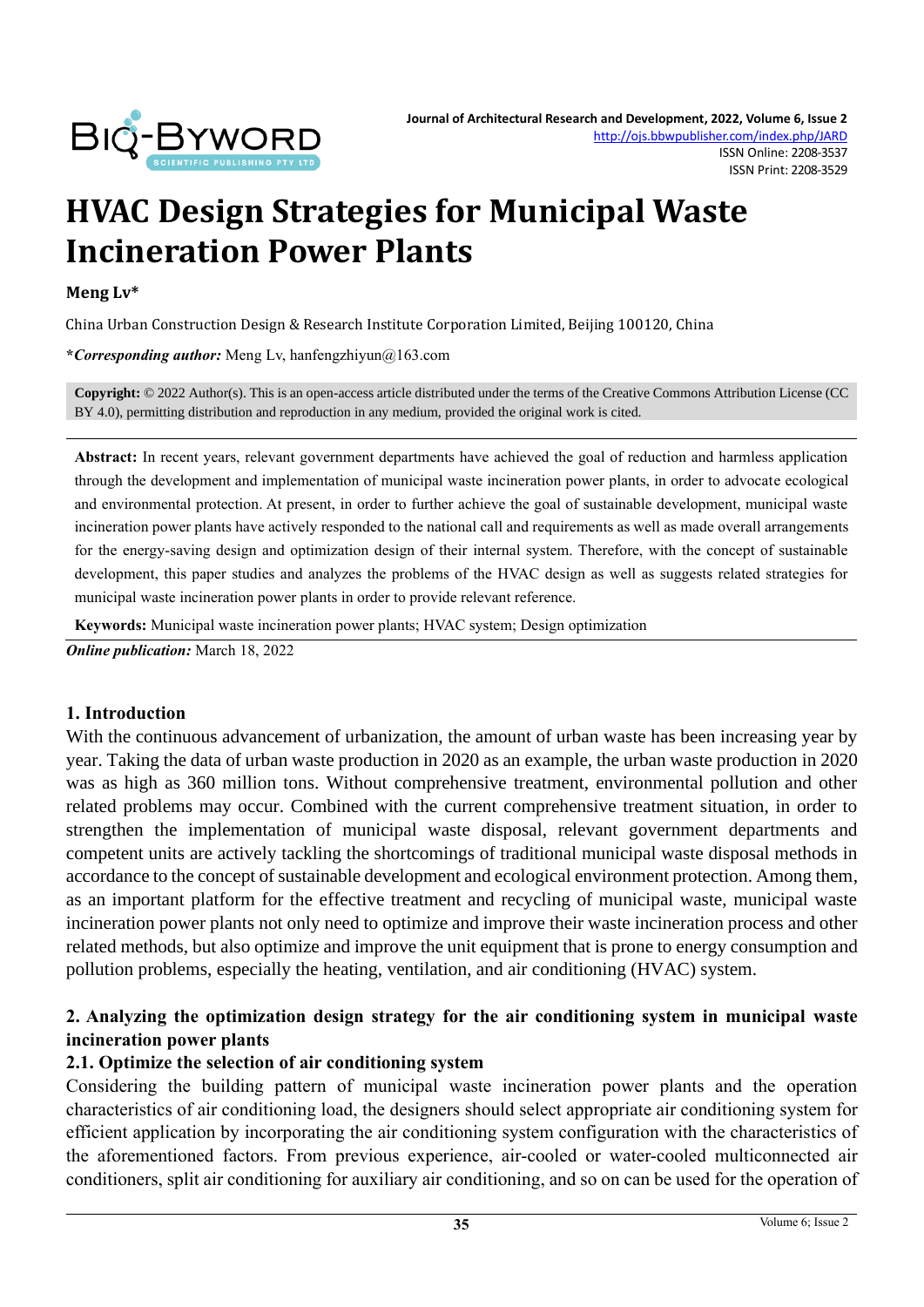# HVAC Design Strategies for Municipal Waste Incineration Power Plants

**Meng Lv***

China Urban Construction Design & Research Institute Corporation Limited, Beijing 100120, China

***Corresponding author:** Meng Lv, hanfengzhiyun@163.com

**Copyright:** © 2022 Author(s). This is an open-access article distributed under the terms of the Creative Commons Attribution License (CC BY 4.0), permitting distribution and reproduction in any medium, provided the original work is cited.

**Abstract:** In recent years, relevant government departments have achieved the goal of reduction and harmless application through the development and implementation of municipal waste incineration power plants, in order to advocate ecological and environmental protection. At present, in order to further achieve the goal of sustainable development, municipal waste incineration power plants have actively responded to the national call and requirements as well as made overall arrangements for the energy-saving design and optimization design of their internal system. Therefore, with the concept of sustainable development, this paper studies and analyzes the problems of the HVAC design as well as suggests related strategies for municipal waste incineration power plants in order to provide relevant reference.

**Keywords:** Municipal waste incineration power plants; HVAC system; Design optimization

***Online publication:*** March 18, 2022

## 1. Introduction

With the continuous advancement of urbanization, the amount of urban waste has been increasing year by year. Taking the data of urban waste production in 2020 as an example, the urban waste production in 2020 was as high as 360 million tons. Without comprehensive treatment, environmental pollution and other related problems may occur. Combined with the current comprehensive treatment situation, in order to strengthen the implementation of municipal waste disposal, relevant government departments and competent units are actively tackling the shortcomings of traditional municipal waste disposal methods in accordance to the concept of sustainable development and ecological environment protection. Among them, as an important platform for the effective treatment and recycling of municipal waste, municipal waste incineration power plants not only need to optimize and improve their waste incineration process and other related methods, but also optimize and improve the unit equipment that is prone to energy consumption and pollution problems, especially the heating, ventilation, and air conditioning (HVAC) system.

## 2. Analyzing the optimization design strategy for the air conditioning system in municipal waste incineration power plants

### 2.1. Optimize the selection of air conditioning system

Considering the building pattern of municipal waste incineration power plants and the operation characteristics of air conditioning load, the designers should select appropriate air conditioning system for efficient application by incorporating the air conditioning system configuration with the characteristics of the aforementioned factors. From previous experience, air-cooled or water-cooled multiconnected air conditioners, split air conditioning for auxiliary air conditioning, and so on can be used for the operation of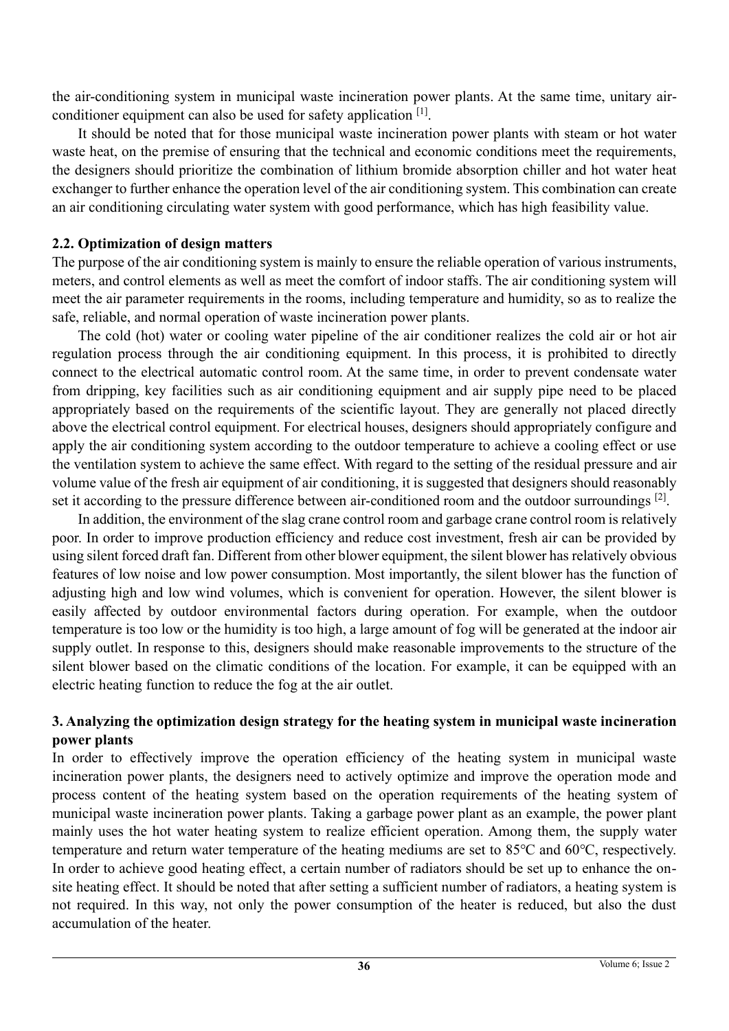the air-conditioning system in municipal waste incineration power plants. At the same time, unitary air-conditioner equipment can also be used for safety application [1].

It should be noted that for those municipal waste incineration power plants with steam or hot water waste heat, on the premise of ensuring that the technical and economic conditions meet the requirements, the designers should prioritize the combination of lithium bromide absorption chiller and hot water heat exchanger to further enhance the operation level of the air conditioning system. This combination can create an air conditioning circulating water system with good performance, which has high feasibility value.

### 2.2. Optimization of design matters

The purpose of the air conditioning system is mainly to ensure the reliable operation of various instruments, meters, and control elements as well as meet the comfort of indoor staffs. The air conditioning system will meet the air parameter requirements in the rooms, including temperature and humidity, so as to realize the safe, reliable, and normal operation of waste incineration power plants.

The cold (hot) water or cooling water pipeline of the air conditioner realizes the cold air or hot air regulation process through the air conditioning equipment. In this process, it is prohibited to directly connect to the electrical automatic control room. At the same time, in order to prevent condensate water from dripping, key facilities such as air conditioning equipment and air supply pipe need to be placed appropriately based on the requirements of the scientific layout. They are generally not placed directly above the electrical control equipment. For electrical houses, designers should appropriately configure and apply the air conditioning system according to the outdoor temperature to achieve a cooling effect or use the ventilation system to achieve the same effect. With regard to the setting of the residual pressure and air volume value of the fresh air equipment of air conditioning, it is suggested that designers should reasonably set it according to the pressure difference between air-conditioned room and the outdoor surroundings [2].

In addition, the environment of the slag crane control room and garbage crane control room is relatively poor. In order to improve production efficiency and reduce cost investment, fresh air can be provided by using silent forced draft fan. Different from other blower equipment, the silent blower has relatively obvious features of low noise and low power consumption. Most importantly, the silent blower has the function of adjusting high and low wind volumes, which is convenient for operation. However, the silent blower is easily affected by outdoor environmental factors during operation. For example, when the outdoor temperature is too low or the humidity is too high, a large amount of fog will be generated at the indoor air supply outlet. In response to this, designers should make reasonable improvements to the structure of the silent blower based on the climatic conditions of the location. For example, it can be equipped with an electric heating function to reduce the fog at the air outlet.

## 3. Analyzing the optimization design strategy for the heating system in municipal waste incineration power plants

In order to effectively improve the operation efficiency of the heating system in municipal waste incineration power plants, the designers need to actively optimize and improve the operation mode and process content of the heating system based on the operation requirements of the heating system of municipal waste incineration power plants. Taking a garbage power plant as an example, the power plant mainly uses the hot water heating system to realize efficient operation. Among them, the supply water temperature and return water temperature of the heating mediums are set to 85℃ and 60℃, respectively. In order to achieve good heating effect, a certain number of radiators should be set up to enhance the on-site heating effect. It should be noted that after setting a sufficient number of radiators, a heating system is not required. In this way, not only the power consumption of the heater is reduced, but also the dust accumulation of the heater.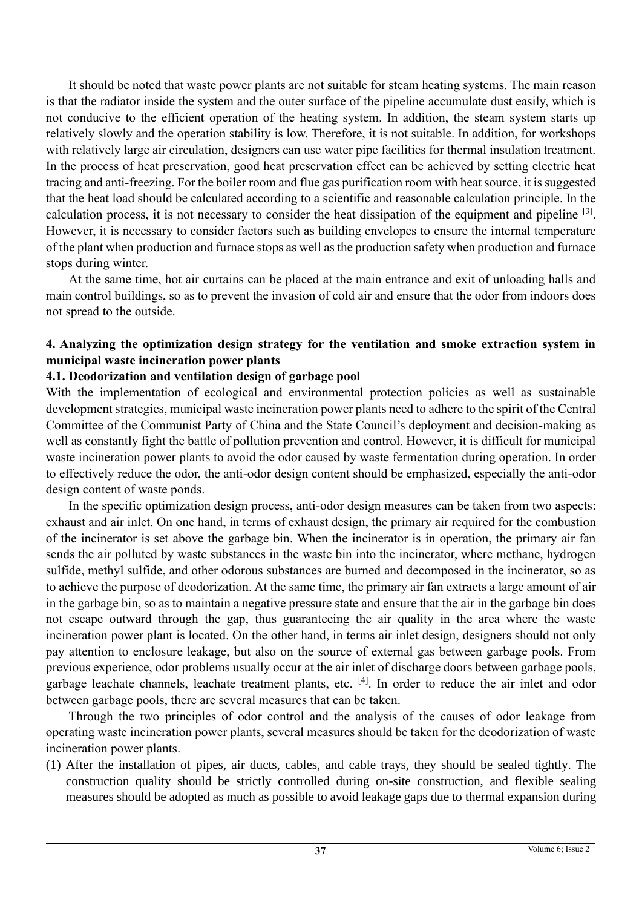It should be noted that waste power plants are not suitable for steam heating systems. The main reason is that the radiator inside the system and the outer surface of the pipeline accumulate dust easily, which is not conducive to the efficient operation of the heating system. In addition, the steam system starts up relatively slowly and the operation stability is low. Therefore, it is not suitable. In addition, for workshops with relatively large air circulation, designers can use water pipe facilities for thermal insulation treatment. In the process of heat preservation, good heat preservation effect can be achieved by setting electric heat tracing and anti-freezing. For the boiler room and flue gas purification room with heat source, it is suggested that the heat load should be calculated according to a scientific and reasonable calculation principle. In the calculation process, it is not necessary to consider the heat dissipation of the equipment and pipeline [3]. However, it is necessary to consider factors such as building envelopes to ensure the internal temperature of the plant when production and furnace stops as well as the production safety when production and furnace stops during winter.

At the same time, hot air curtains can be placed at the main entrance and exit of unloading halls and main control buildings, so as to prevent the invasion of cold air and ensure that the odor from indoors does not spread to the outside.

## 4. Analyzing the optimization design strategy for the ventilation and smoke extraction system in municipal waste incineration power plants

### 4.1. Deodorization and ventilation design of garbage pool

With the implementation of ecological and environmental protection policies as well as sustainable development strategies, municipal waste incineration power plants need to adhere to the spirit of the Central Committee of the Communist Party of China and the State Council's deployment and decision-making as well as constantly fight the battle of pollution prevention and control. However, it is difficult for municipal waste incineration power plants to avoid the odor caused by waste fermentation during operation. In order to effectively reduce the odor, the anti-odor design content should be emphasized, especially the anti-odor design content of waste ponds.

In the specific optimization design process, anti-odor design measures can be taken from two aspects: exhaust and air inlet. On one hand, in terms of exhaust design, the primary air required for the combustion of the incinerator is set above the garbage bin. When the incinerator is in operation, the primary air fan sends the air polluted by waste substances in the waste bin into the incinerator, where methane, hydrogen sulfide, methyl sulfide, and other odorous substances are burned and decomposed in the incinerator, so as to achieve the purpose of deodorization. At the same time, the primary air fan extracts a large amount of air in the garbage bin, so as to maintain a negative pressure state and ensure that the air in the garbage bin does not escape outward through the gap, thus guaranteeing the air quality in the area where the waste incineration power plant is located. On the other hand, in terms air inlet design, designers should not only pay attention to enclosure leakage, but also on the source of external gas between garbage pools. From previous experience, odor problems usually occur at the air inlet of discharge doors between garbage pools, garbage leachate channels, leachate treatment plants, etc. [4]. In order to reduce the air inlet and odor between garbage pools, there are several measures that can be taken.

Through the two principles of odor control and the analysis of the causes of odor leakage from operating waste incineration power plants, several measures should be taken for the deodorization of waste incineration power plants.

(1) After the installation of pipes, air ducts, cables, and cable trays, they should be sealed tightly. The construction quality should be strictly controlled during on-site construction, and flexible sealing measures should be adopted as much as possible to avoid leakage gaps due to thermal expansion during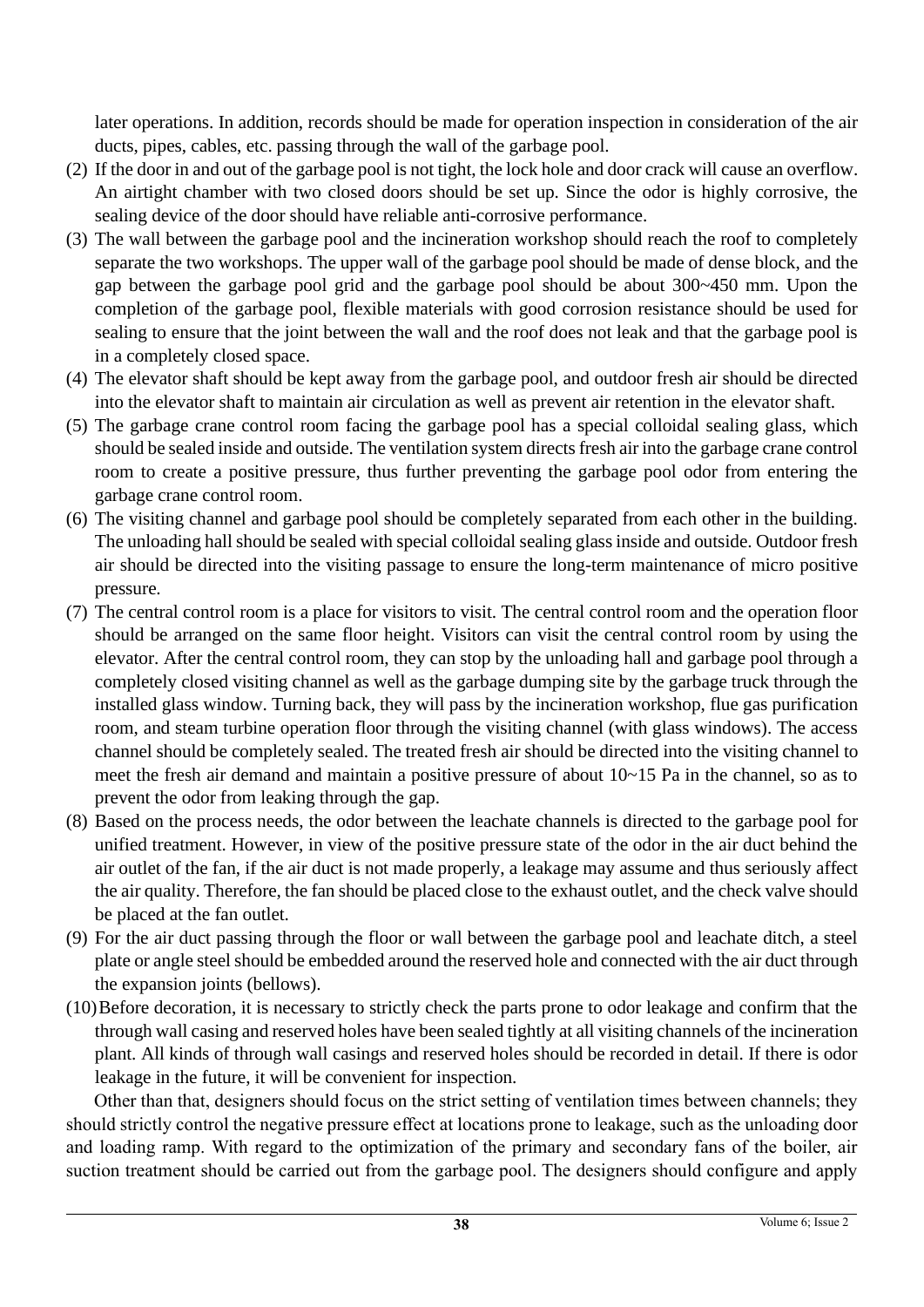later operations. In addition, records should be made for operation inspection in consideration of the air ducts, pipes, cables, etc. passing through the wall of the garbage pool.

(2) If the door in and out of the garbage pool is not tight, the lock hole and door crack will cause an overflow. An airtight chamber with two closed doors should be set up. Since the odor is highly corrosive, the sealing device of the door should have reliable anti-corrosive performance.

(3) The wall between the garbage pool and the incineration workshop should reach the roof to completely separate the two workshops. The upper wall of the garbage pool should be made of dense block, and the gap between the garbage pool grid and the garbage pool should be about 300~450 mm. Upon the completion of the garbage pool, flexible materials with good corrosion resistance should be used for sealing to ensure that the joint between the wall and the roof does not leak and that the garbage pool is in a completely closed space.

(4) The elevator shaft should be kept away from the garbage pool, and outdoor fresh air should be directed into the elevator shaft to maintain air circulation as well as prevent air retention in the elevator shaft.

(5) The garbage crane control room facing the garbage pool has a special colloidal sealing glass, which should be sealed inside and outside. The ventilation system directs fresh air into the garbage crane control room to create a positive pressure, thus further preventing the garbage pool odor from entering the garbage crane control room.

(6) The visiting channel and garbage pool should be completely separated from each other in the building. The unloading hall should be sealed with special colloidal sealing glass inside and outside. Outdoor fresh air should be directed into the visiting passage to ensure the long-term maintenance of micro positive pressure.

(7) The central control room is a place for visitors to visit. The central control room and the operation floor should be arranged on the same floor height. Visitors can visit the central control room by using the elevator. After the central control room, they can stop by the unloading hall and garbage pool through a completely closed visiting channel as well as the garbage dumping site by the garbage truck through the installed glass window. Turning back, they will pass by the incineration workshop, flue gas purification room, and steam turbine operation floor through the visiting channel (with glass windows). The access channel should be completely sealed. The treated fresh air should be directed into the visiting channel to meet the fresh air demand and maintain a positive pressure of about 10~15 Pa in the channel, so as to prevent the odor from leaking through the gap.

(8) Based on the process needs, the odor between the leachate channels is directed to the garbage pool for unified treatment. However, in view of the positive pressure state of the odor in the air duct behind the air outlet of the fan, if the air duct is not made properly, a leakage may assume and thus seriously affect the air quality. Therefore, the fan should be placed close to the exhaust outlet, and the check valve should be placed at the fan outlet.

(9) For the air duct passing through the floor or wall between the garbage pool and leachate ditch, a steel plate or angle steel should be embedded around the reserved hole and connected with the air duct through the expansion joints (bellows).

(10) Before decoration, it is necessary to strictly check the parts prone to odor leakage and confirm that the through wall casing and reserved holes have been sealed tightly at all visiting channels of the incineration plant. All kinds of through wall casings and reserved holes should be recorded in detail. If there is odor leakage in the future, it will be convenient for inspection.

Other than that, designers should focus on the strict setting of ventilation times between channels; they should strictly control the negative pressure effect at locations prone to leakage, such as the unloading door and loading ramp. With regard to the optimization of the primary and secondary fans of the boiler, air suction treatment should be carried out from the garbage pool. The designers should configure and apply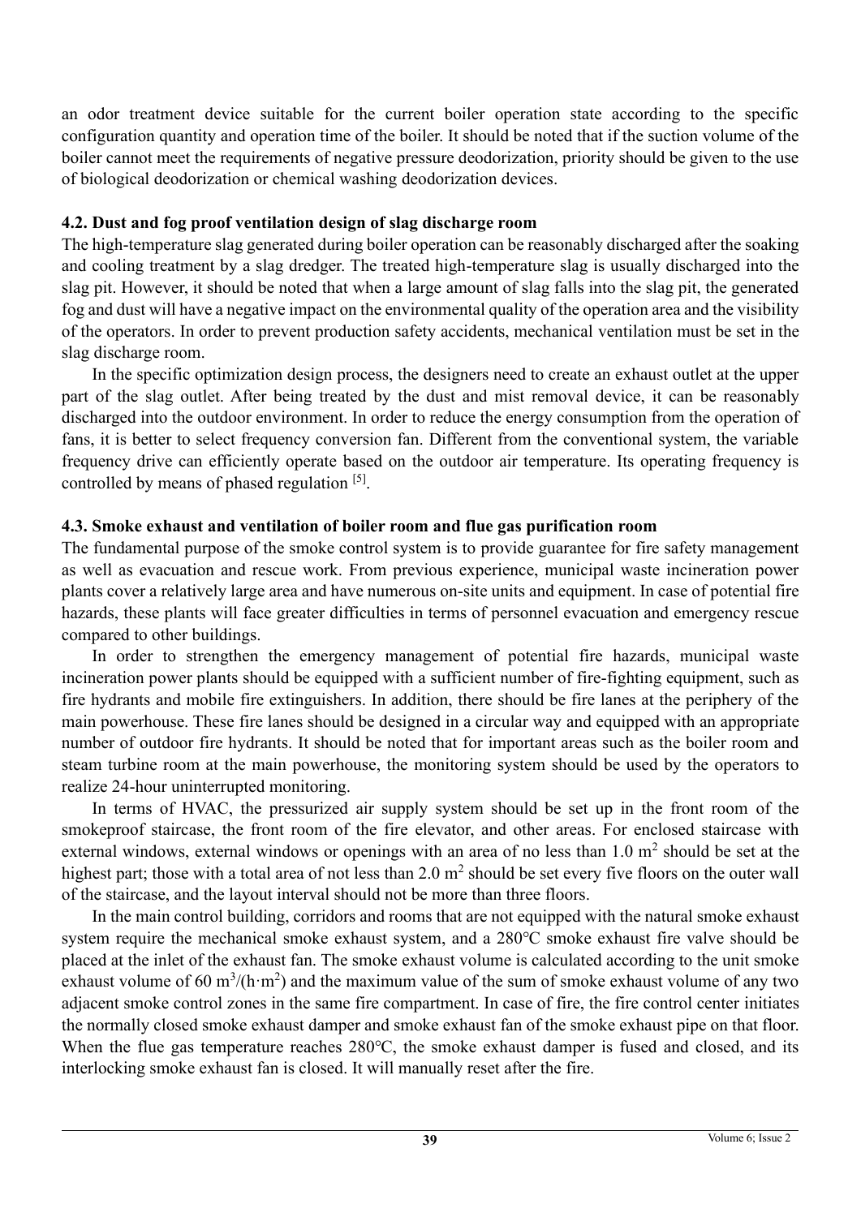an odor treatment device suitable for the current boiler operation state according to the specific configuration quantity and operation time of the boiler. It should be noted that if the suction volume of the boiler cannot meet the requirements of negative pressure deodorization, priority should be given to the use of biological deodorization or chemical washing deodorization devices.

### 4.2. Dust and fog proof ventilation design of slag discharge room

The high-temperature slag generated during boiler operation can be reasonably discharged after the soaking and cooling treatment by a slag dredger. The treated high-temperature slag is usually discharged into the slag pit. However, it should be noted that when a large amount of slag falls into the slag pit, the generated fog and dust will have a negative impact on the environmental quality of the operation area and the visibility of the operators. In order to prevent production safety accidents, mechanical ventilation must be set in the slag discharge room.

In the specific optimization design process, the designers need to create an exhaust outlet at the upper part of the slag outlet. After being treated by the dust and mist removal device, it can be reasonably discharged into the outdoor environment. In order to reduce the energy consumption from the operation of fans, it is better to select frequency conversion fan. Different from the conventional system, the variable frequency drive can efficiently operate based on the outdoor air temperature. Its operating frequency is controlled by means of phased regulation [5].

### 4.3. Smoke exhaust and ventilation of boiler room and flue gas purification room

The fundamental purpose of the smoke control system is to provide guarantee for fire safety management as well as evacuation and rescue work. From previous experience, municipal waste incineration power plants cover a relatively large area and have numerous on-site units and equipment. In case of potential fire hazards, these plants will face greater difficulties in terms of personnel evacuation and emergency rescue compared to other buildings.

In order to strengthen the emergency management of potential fire hazards, municipal waste incineration power plants should be equipped with a sufficient number of fire-fighting equipment, such as fire hydrants and mobile fire extinguishers. In addition, there should be fire lanes at the periphery of the main powerhouse. These fire lanes should be designed in a circular way and equipped with an appropriate number of outdoor fire hydrants. It should be noted that for important areas such as the boiler room and steam turbine room at the main powerhouse, the monitoring system should be used by the operators to realize 24-hour uninterrupted monitoring.

In terms of HVAC, the pressurized air supply system should be set up in the front room of the smokeproof staircase, the front room of the fire elevator, and other areas. For enclosed staircase with external windows, external windows or openings with an area of no less than 1.0 $m^2$ should be set at the highest part; those with a total area of not less than 2.0 $m^2$ should be set every five floors on the outer wall of the staircase, and the layout interval should not be more than three floors.

In the main control building, corridors and rooms that are not equipped with the natural smoke exhaust system require the mechanical smoke exhaust system, and a 280°C smoke exhaust fire valve should be placed at the inlet of the exhaust fan. The smoke exhaust volume is calculated according to the unit smoke exhaust volume of 60 $m^3/(h \cdot m^2)$ and the maximum value of the sum of smoke exhaust volume of any two adjacent smoke control zones in the same fire compartment. In case of fire, the fire control center initiates the normally closed smoke exhaust damper and smoke exhaust fan of the smoke exhaust pipe on that floor. When the flue gas temperature reaches 280°C, the smoke exhaust damper is fused and closed, and its interlocking smoke exhaust fan is closed. It will manually reset after the fire.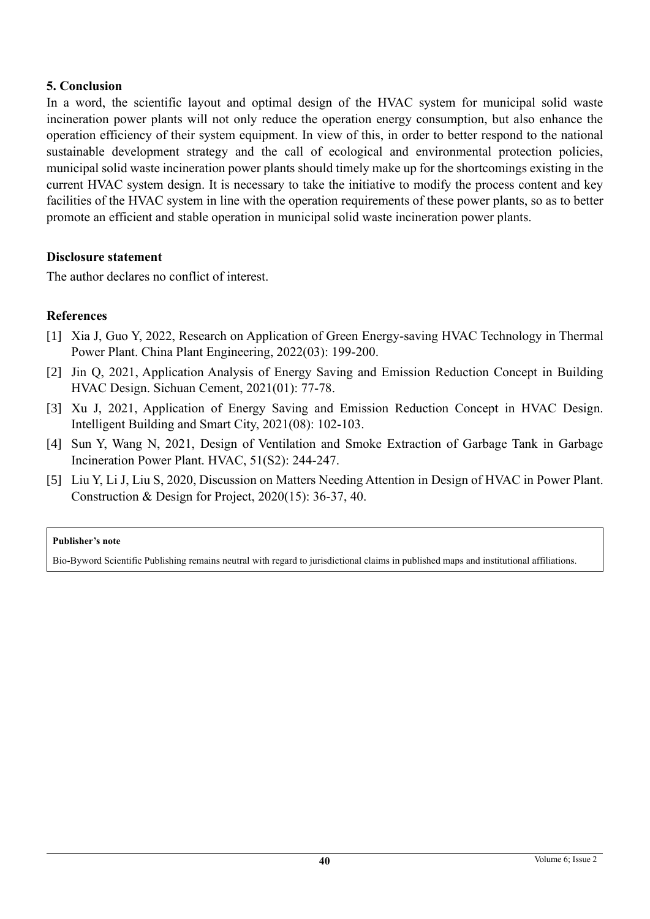## 5. Conclusion

In a word, the scientific layout and optimal design of the HVAC system for municipal solid waste incineration power plants will not only reduce the operation energy consumption, but also enhance the operation efficiency of their system equipment. In view of this, in order to better respond to the national sustainable development strategy and the call of ecological and environmental protection policies, municipal solid waste incineration power plants should timely make up for the shortcomings existing in the current HVAC system design. It is necessary to take the initiative to modify the process content and key facilities of the HVAC system in line with the operation requirements of these power plants, so as to better promote an efficient and stable operation in municipal solid waste incineration power plants.

## Disclosure statement

The author declares no conflict of interest.

## References

[1] Xia J, Guo Y, 2022, Research on Application of Green Energy-saving HVAC Technology in Thermal Power Plant. China Plant Engineering, 2022(03): 199-200.

[2] Jin Q, 2021, Application Analysis of Energy Saving and Emission Reduction Concept in Building HVAC Design. Sichuan Cement, 2021(01): 77-78.

[3] Xu J, 2021, Application of Energy Saving and Emission Reduction Concept in HVAC Design. Intelligent Building and Smart City, 2021(08): 102-103.

[4] Sun Y, Wang N, 2021, Design of Ventilation and Smoke Extraction of Garbage Tank in Garbage Incineration Power Plant. HVAC, 51(S2): 244-247.

[5] Liu Y, Li J, Liu S, 2020, Discussion on Matters Needing Attention in Design of HVAC in Power Plant. Construction & Design for Project, 2020(15): 36-37, 40.

**Publisher's note**

Bio-Byword Scientific Publishing remains neutral with regard to jurisdictional claims in published maps and institutional affiliations.